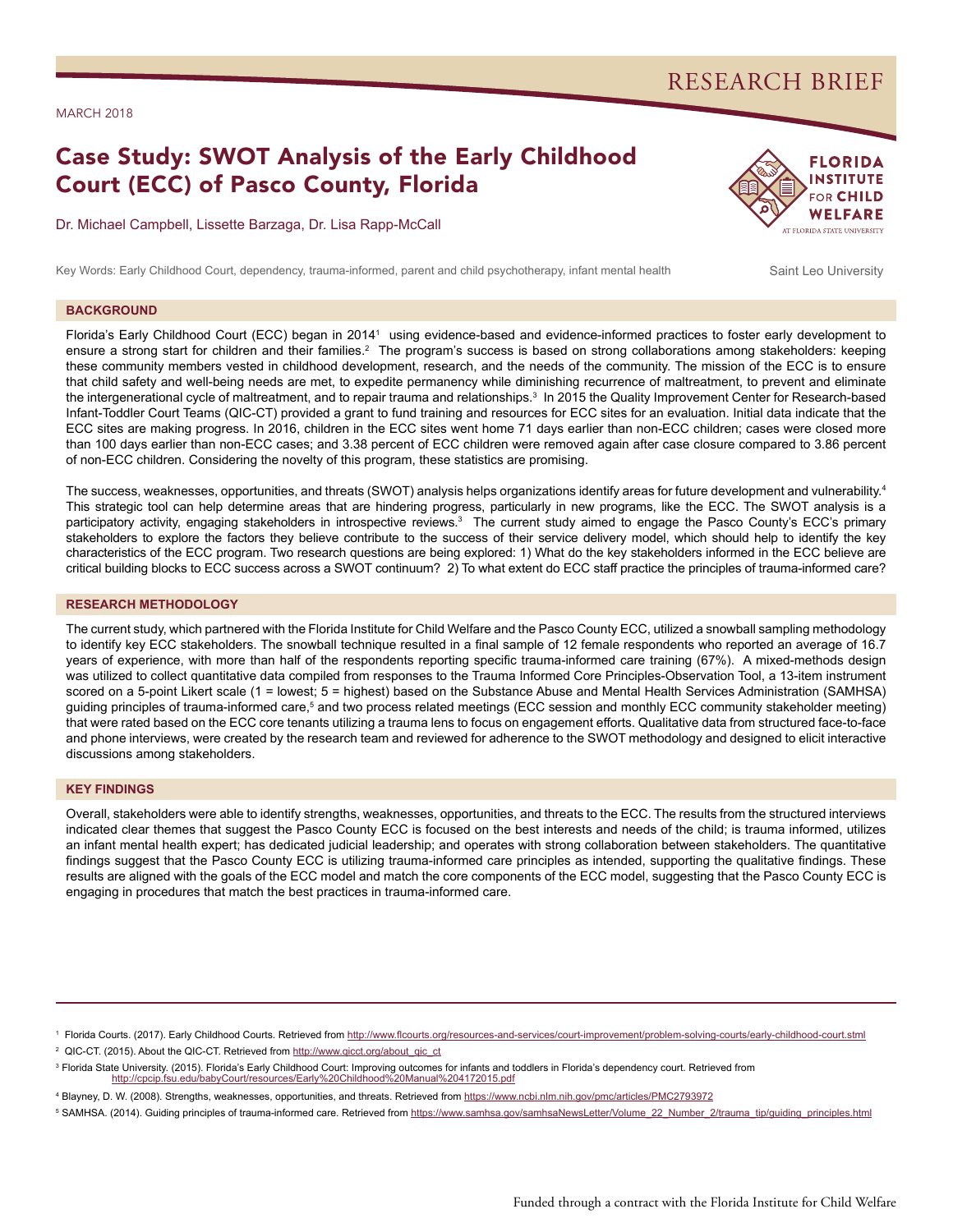RESEARCH BRIEF

MARCH 2018

# Case Study: SWOT Analysis of the Early Childhood Court (ECC) of Pasco County, Florida

Dr. Michael Campbell, Lissette Barzaga, Dr. Lisa Rapp-McCall

Key Words: Early Childhood Court, dependency, trauma-informed, parent and child psychotherapy, infant mental health

Saint Leo University

## BACKGROUND

Florida's Early Childhood Court (ECC) began in 2014[1] using evidence-based and evidence-informed practices to foster early development to ensure a strong start for children and their families.[2] The program's success is based on strong collaborations among stakeholders: keeping these community members vested in childhood development, research, and the needs of the community. The mission of the ECC is to ensure that child safety and well-being needs are met, to expedite permanency while diminishing recurrence of maltreatment, to prevent and eliminate the intergenerational cycle of maltreatment, and to repair trauma and relationships.[3] In 2015 the Quality Improvement Center for Research-based Infant-Toddler Court Teams (QIC-CT) provided a grant to fund training and resources for ECC sites for an evaluation. Initial data indicate that the ECC sites are making progress. In 2016, children in the ECC sites went home 71 days earlier than non-ECC children; cases were closed more than 100 days earlier than non-ECC cases; and 3.38 percent of ECC children were removed again after case closure compared to 3.86 percent of non-ECC children. Considering the novelty of this program, these statistics are promising.

The success, weaknesses, opportunities, and threats (SWOT) analysis helps organizations identify areas for future development and vulnerability.[4] This strategic tool can help determine areas that are hindering progress, particularly in new programs, like the ECC. The SWOT analysis is a participatory activity, engaging stakeholders in introspective reviews.[3] The current study aimed to engage the Pasco County's ECC's primary stakeholders to explore the factors they believe contribute to the success of their service delivery model, which should help to identify the key characteristics of the ECC program. Two research questions are being explored: 1) What do the key stakeholders informed in the ECC believe are critical building blocks to ECC success across a SWOT continuum? 2) To what extent do ECC staff practice the principles of trauma-informed care?

## RESEARCH METHODOLOGY

The current study, which partnered with the Florida Institute for Child Welfare and the Pasco County ECC, utilized a snowball sampling methodology to identify key ECC stakeholders. The snowball technique resulted in a final sample of 12 female respondents who reported an average of 16.7 years of experience, with more than half of the respondents reporting specific trauma-informed care training (67%). A mixed-methods design was utilized to collect quantitative data compiled from responses to the Trauma Informed Core Principles-Observation Tool, a 13-item instrument scored on a 5-point Likert scale (1 = lowest; 5 = highest) based on the Substance Abuse and Mental Health Services Administration (SAMHSA) guiding principles of trauma-informed care,[5] and two process related meetings (ECC session and monthly ECC community stakeholder meeting) that were rated based on the ECC core tenants utilizing a trauma lens to focus on engagement efforts. Qualitative data from structured face-to-face and phone interviews, were created by the research team and reviewed for adherence to the SWOT methodology and designed to elicit interactive discussions among stakeholders.

## KEY FINDINGS

Overall, stakeholders were able to identify strengths, weaknesses, opportunities, and threats to the ECC. The results from the structured interviews indicated clear themes that suggest the Pasco County ECC is focused on the best interests and needs of the child; is trauma informed, utilizes an infant mental health expert; has dedicated judicial leadership; and operates with strong collaboration between stakeholders. The quantitative findings suggest that the Pasco County ECC is utilizing trauma-informed care principles as intended, supporting the qualitative findings. These results are aligned with the goals of the ECC model and match the core components of the ECC model, suggesting that the Pasco County ECC is engaging in procedures that match the best practices in trauma-informed care.

---

[1] Florida Courts. (2017). Early Childhood Courts. Retrieved from http://www.flcourts.org/resources-and-services/court-improvement/problem-solving-courts/early-childhood-court.stml

[2] QIC-CT. (2015). About the QIC-CT. Retrieved from http://www.qicct.org/about_qic_ct

[3] Florida State University. (2015). Florida's Early Childhood Court: Improving outcomes for infants and toddlers in Florida's dependency court. Retrieved from http://cpcip.fsu.edu/babyCourt/resources/Early%20Childhood%20Manual%204172015.pdf

[4] Blayney, D. W. (2008). Strengths, weaknesses, opportunities, and threats. Retrieved from https://www.ncbi.nlm.nih.gov/pmc/articles/PMC2793972

[5] SAMHSA. (2014). Guiding principles of trauma-informed care. Retrieved from https://www.samhsa.gov/samhsaNewsLetter/Volume_22_Number_2/trauma_tip/guiding_principles.html

Funded through a contract with the Florida Institute for Child Welfare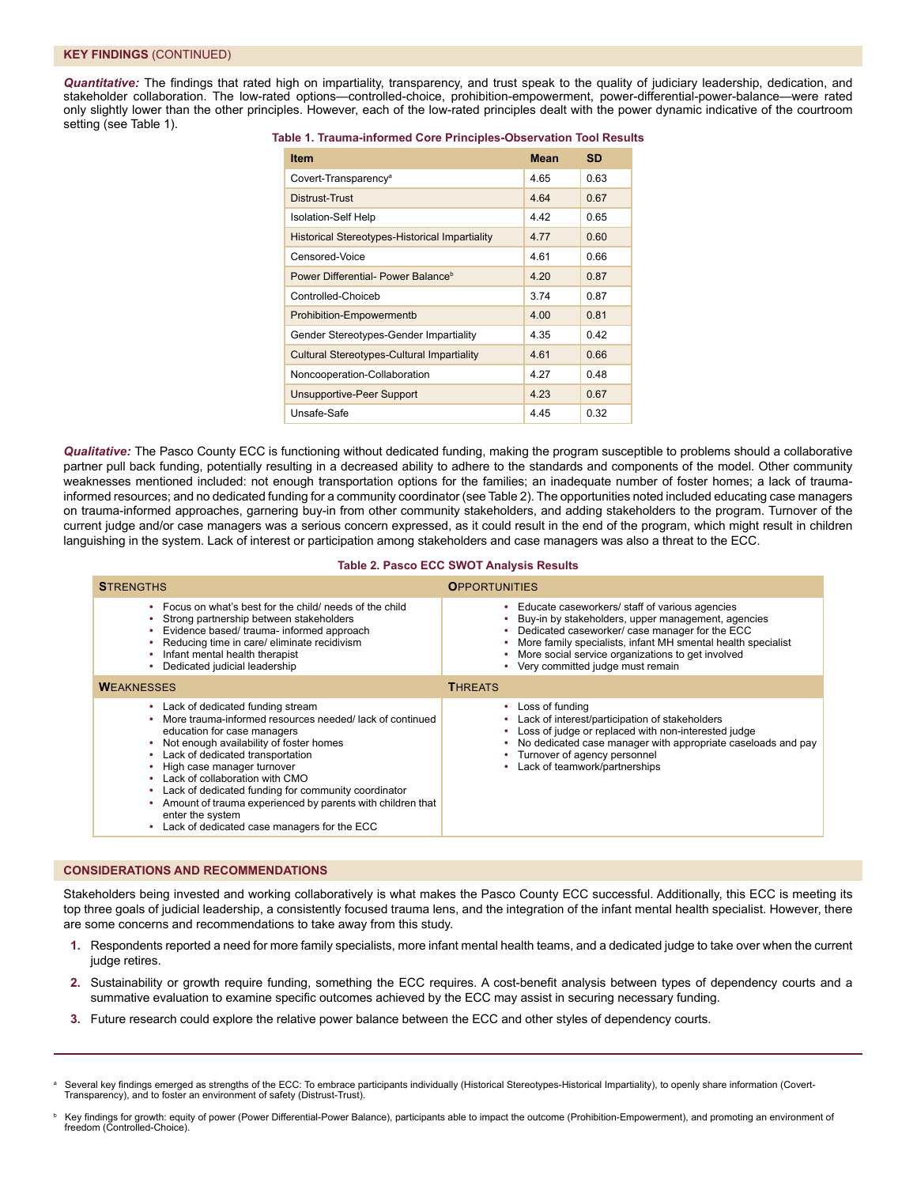## KEY FINDINGS (CONTINUED)

***Quantitative:*** The findings that rated high on impartiality, transparency, and trust speak to the quality of judiciary leadership, dedication, and stakeholder collaboration. The low-rated options—controlled-choice, prohibition-empowerment, power-differential-power-balance—were rated only slightly lower than the other principles. However, each of the low-rated principles dealt with the power dynamic indicative of the courtroom setting (see Table 1).

**Table 1. Trauma-informed Core Principles-Observation Tool Results**

| Item | Mean | SD |
|---|---|---|
| Covert-Transparency[a] | 4.65 | 0.63 |
| Distrust-Trust | 4.64 | 0.67 |
| Isolation-Self Help | 4.42 | 0.65 |
| Historical Stereotypes-Historical Impartiality | 4.77 | 0.60 |
| Censored-Voice | 4.61 | 0.66 |
| Power Differential- Power Balance[b] | 4.20 | 0.87 |
| Controlled-Choiceb | 3.74 | 0.87 |
| Prohibition-Empowermentb | 4.00 | 0.81 |
| Gender Stereotypes-Gender Impartiality | 4.35 | 0.42 |
| Cultural Stereotypes-Cultural Impartiality | 4.61 | 0.66 |
| Noncooperation-Collaboration | 4.27 | 0.48 |
| Unsupportive-Peer Support | 4.23 | 0.67 |
| Unsafe-Safe | 4.45 | 0.32 |

***Qualitative:*** The Pasco County ECC is functioning without dedicated funding, making the program susceptible to problems should a collaborative partner pull back funding, potentially resulting in a decreased ability to adhere to the standards and components of the model. Other community weaknesses mentioned included: not enough transportation options for the families; an inadequate number of foster homes; a lack of trauma-informed resources; and no dedicated funding for a community coordinator (see Table 2). The opportunities noted included educating case managers on trauma-informed approaches, garnering buy-in from other community stakeholders, and adding stakeholders to the program. Turnover of the current judge and/or case managers was a serious concern expressed, as it could result in the end of the program, which might result in children languishing in the system. Lack of interest or participation among stakeholders and case managers was also a threat to the ECC.

**Table 2. Pasco ECC SWOT Analysis Results**

| STRENGTHS | OPPORTUNITIES |
|---|---|
| • Focus on what's best for the child/ needs of the child<br>• Strong partnership between stakeholders<br>• Evidence based/ trauma- informed approach<br>• Reducing time in care/ eliminate recidivism<br>• Infant mental health therapist<br>• Dedicated judicial leadership | • Educate caseworkers/ staff of various agencies<br>• Buy-in by stakeholders, upper management, agencies<br>• Dedicated caseworker/ case manager for the ECC<br>• More family specialists, infant MH smental health specialist<br>• More social service organizations to get involved<br>• Very committed judge must remain |
| **WEAKNESSES** | **THREATS** |
| • Lack of dedicated funding stream<br>• More trauma-informed resources needed/ lack of continued education for case managers<br>• Not enough availability of foster homes<br>• Lack of dedicated transportation<br>• High case manager turnover<br>• Lack of collaboration with CMO<br>• Lack of dedicated funding for community coordinator<br>• Amount of trauma experienced by parents with children that enter the system<br>• Lack of dedicated case managers for the ECC | • Loss of funding<br>• Lack of interest/participation of stakeholders<br>• Loss of judge or replaced with non-interested judge<br>• No dedicated case manager with appropriate caseloads and pay<br>• Turnover of agency personnel<br>• Lack of teamwork/partnerships |

## CONSIDERATIONS AND RECOMMENDATIONS

Stakeholders being invested and working collaboratively is what makes the Pasco County ECC successful. Additionally, this ECC is meeting its top three goals of judicial leadership, a consistently focused trauma lens, and the integration of the infant mental health specialist. However, there are some concerns and recommendations to take away from this study.

1. Respondents reported a need for more family specialists, more infant mental health teams, and a dedicated judge to take over when the current judge retires.
2. Sustainability or growth require funding, something the ECC requires. A cost-benefit analysis between types of dependency courts and a summative evaluation to examine specific outcomes achieved by the ECC may assist in securing necessary funding.
3. Future research could explore the relative power balance between the ECC and other styles of dependency courts.

---

[a] Several key findings emerged as strengths of the ECC: To embrace participants individually (Historical Stereotypes-Historical Impartiality), to openly share information (Covert-Transparency), and to foster an environment of safety (Distrust-Trust).

[b] Key findings for growth: equity of power (Power Differential-Power Balance), participants able to impact the outcome (Prohibition-Empowerment), and promoting an environment of freedom (Controlled-Choice).